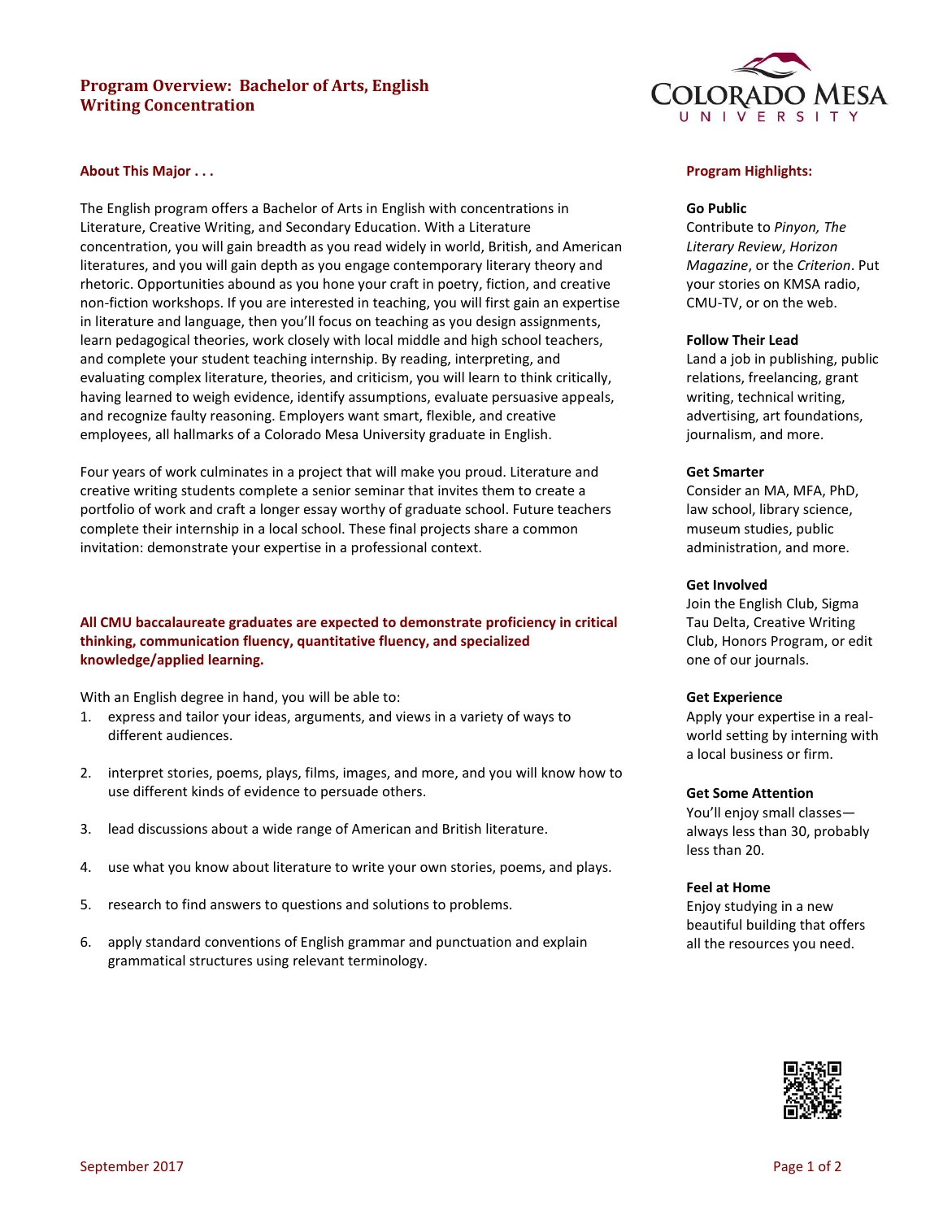# Program Overview: Bachelor of Arts, English Writing Concentration

## About This Major . . .

The English program offers a Bachelor of Arts in English with concentrations in Literature, Creative Writing, and Secondary Education. With a Literature concentration, you will gain breadth as you read widely in world, British, and American literatures, and you will gain depth as you engage contemporary literary theory and rhetoric. Opportunities abound as you hone your craft in poetry, fiction, and creative non-fiction workshops. If you are interested in teaching, you will first gain an expertise in literature and language, then you'll focus on teaching as you design assignments, learn pedagogical theories, work closely with local middle and high school teachers, and complete your student teaching internship. By reading, interpreting, and evaluating complex literature, theories, and criticism, you will learn to think critically, having learned to weigh evidence, identify assumptions, evaluate persuasive appeals, and recognize faulty reasoning. Employers want smart, flexible, and creative employees, all hallmarks of a Colorado Mesa University graduate in English.

Four years of work culminates in a project that will make you proud. Literature and creative writing students complete a senior seminar that invites them to create a portfolio of work and craft a longer essay worthy of graduate school. Future teachers complete their internship in a local school. These final projects share a common invitation: demonstrate your expertise in a professional context.

**All CMU baccalaureate graduates are expected to demonstrate proficiency in critical thinking, communication fluency, quantitative fluency, and specialized knowledge/applied learning.**

With an English degree in hand, you will be able to:

1. express and tailor your ideas, arguments, and views in a variety of ways to different audiences.
2. interpret stories, poems, plays, films, images, and more, and you will know how to use different kinds of evidence to persuade others.
3. lead discussions about a wide range of American and British literature.
4. use what you know about literature to write your own stories, poems, and plays.
5. research to find answers to questions and solutions to problems.
6. apply standard conventions of English grammar and punctuation and explain grammatical structures using relevant terminology.

## Program Highlights:

**Go Public**
Contribute to *Pinyon, The Literary Review*, *Horizon Magazine*, or the *Criterion*. Put your stories on KMSA radio, CMU-TV, or on the web.

**Follow Their Lead**
Land a job in publishing, public relations, freelancing, grant writing, technical writing, advertising, art foundations, journalism, and more.

**Get Smarter**
Consider an MA, MFA, PhD, law school, library science, museum studies, public administration, and more.

**Get Involved**
Join the English Club, Sigma Tau Delta, Creative Writing Club, Honors Program, or edit one of our journals.

**Get Experience**
Apply your expertise in a real-world setting by interning with a local business or firm.

**Get Some Attention**
You'll enjoy small classes—always less than 30, probably less than 20.

**Feel at Home**
Enjoy studying in a new beautiful building that offers all the resources you need.

September 2017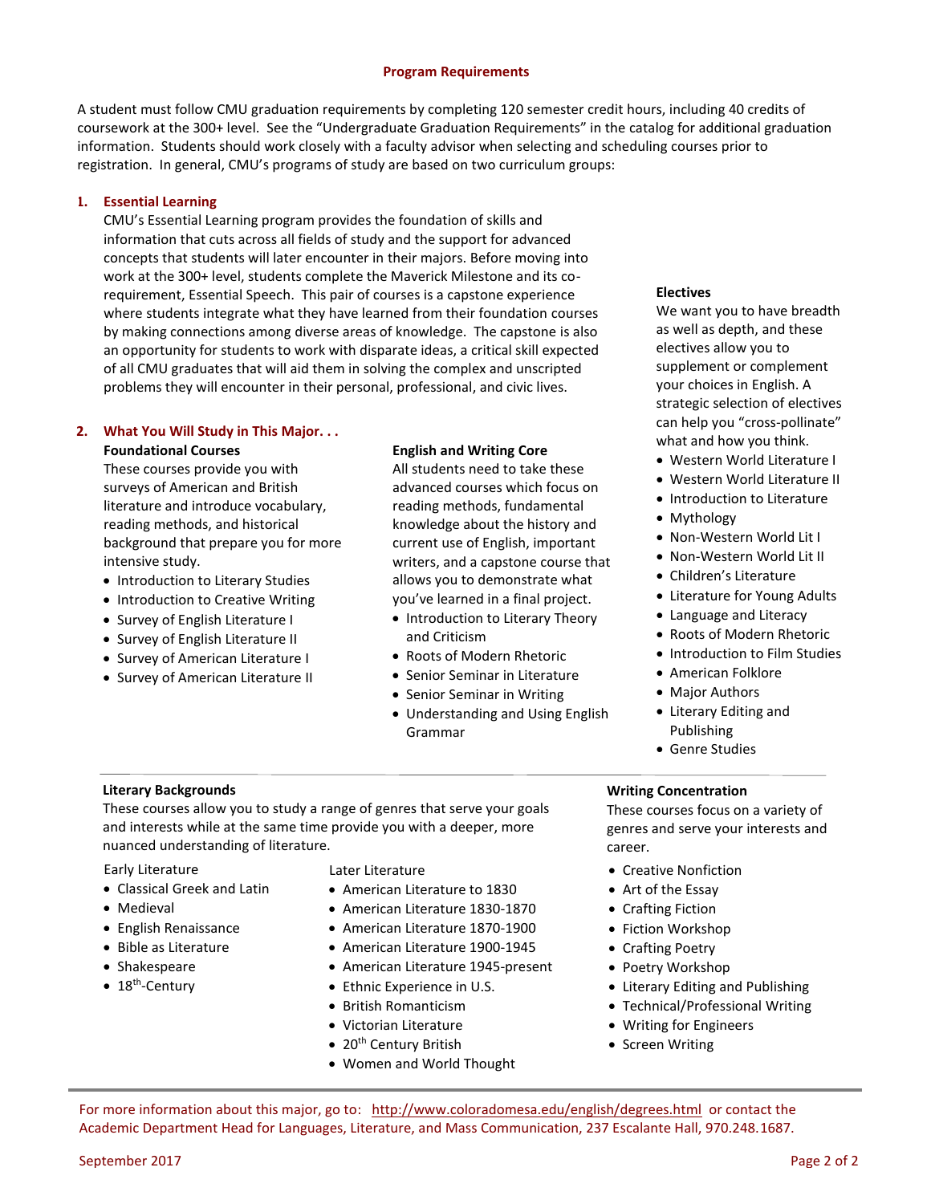## Program Requirements

A student must follow CMU graduation requirements by completing 120 semester credit hours, including 40 credits of coursework at the 300+ level. See the "Undergraduate Graduation Requirements" in the catalog for additional graduation information. Students should work closely with a faculty advisor when selecting and scheduling courses prior to registration. In general, CMU's programs of study are based on two curriculum groups:

### 1. Essential Learning

CMU's Essential Learning program provides the foundation of skills and information that cuts across all fields of study and the support for advanced concepts that students will later encounter in their majors. Before moving into work at the 300+ level, students complete the Maverick Milestone and its co-requirement, Essential Speech. This pair of courses is a capstone experience where students integrate what they have learned from their foundation courses by making connections among diverse areas of knowledge. The capstone is also an opportunity for students to work with disparate ideas, a critical skill expected of all CMU graduates that will aid them in solving the complex and unscripted problems they will encounter in their personal, professional, and civic lives.

### 2. What You Will Study in This Major. . .

**Foundational Courses**

These courses provide you with surveys of American and British literature and introduce vocabulary, reading methods, and historical background that prepare you for more intensive study.

- Introduction to Literary Studies
- Introduction to Creative Writing
- Survey of English Literature I
- Survey of English Literature II
- Survey of American Literature I
- Survey of American Literature II

**English and Writing Core**

All students need to take these advanced courses which focus on reading methods, fundamental knowledge about the history and current use of English, important writers, and a capstone course that allows you to demonstrate what you've learned in a final project.

- Introduction to Literary Theory and Criticism
- Roots of Modern Rhetoric
- Senior Seminar in Literature
- Senior Seminar in Writing
- Understanding and Using English Grammar

**Electives**

We want you to have breadth as well as depth, and these electives allow you to supplement or complement your choices in English. A strategic selection of electives can help you "cross-pollinate" what and how you think.

- Western World Literature I
- Western World Literature II
- Introduction to Literature
- Mythology
- Non-Western World Lit I
- Non-Western World Lit II
- Children's Literature
- Literature for Young Adults
- Language and Literacy
- Roots of Modern Rhetoric
- Introduction to Film Studies
- American Folklore
- Major Authors
- Literary Editing and Publishing
- Genre Studies

**Literary Backgrounds**

These courses allow you to study a range of genres that serve your goals and interests while at the same time provide you with a deeper, more nuanced understanding of literature.

Early Literature

- Classical Greek and Latin
- Medieval
- English Renaissance
- Bible as Literature
- Shakespeare
- 18th-Century

Later Literature

- American Literature to 1830
- American Literature 1830-1870
- American Literature 1870-1900
- American Literature 1900-1945
- American Literature 1945-present
- Ethnic Experience in U.S.
- British Romanticism
- Victorian Literature
- 20th Century British
- Women and World Thought

**Writing Concentration**

These courses focus on a variety of genres and serve your interests and career.

- Creative Nonfiction
- Art of the Essay
- Crafting Fiction
- Fiction Workshop
- Crafting Poetry
- Poetry Workshop
- Literary Editing and Publishing
- Technical/Professional Writing
- Writing for Engineers
- Screen Writing

For more information about this major, go to: http://www.coloradomesa.edu/english/degrees.html or contact the Academic Department Head for Languages, Literature, and Mass Communication, 237 Escalante Hall, 970.248.1687.

September 2017